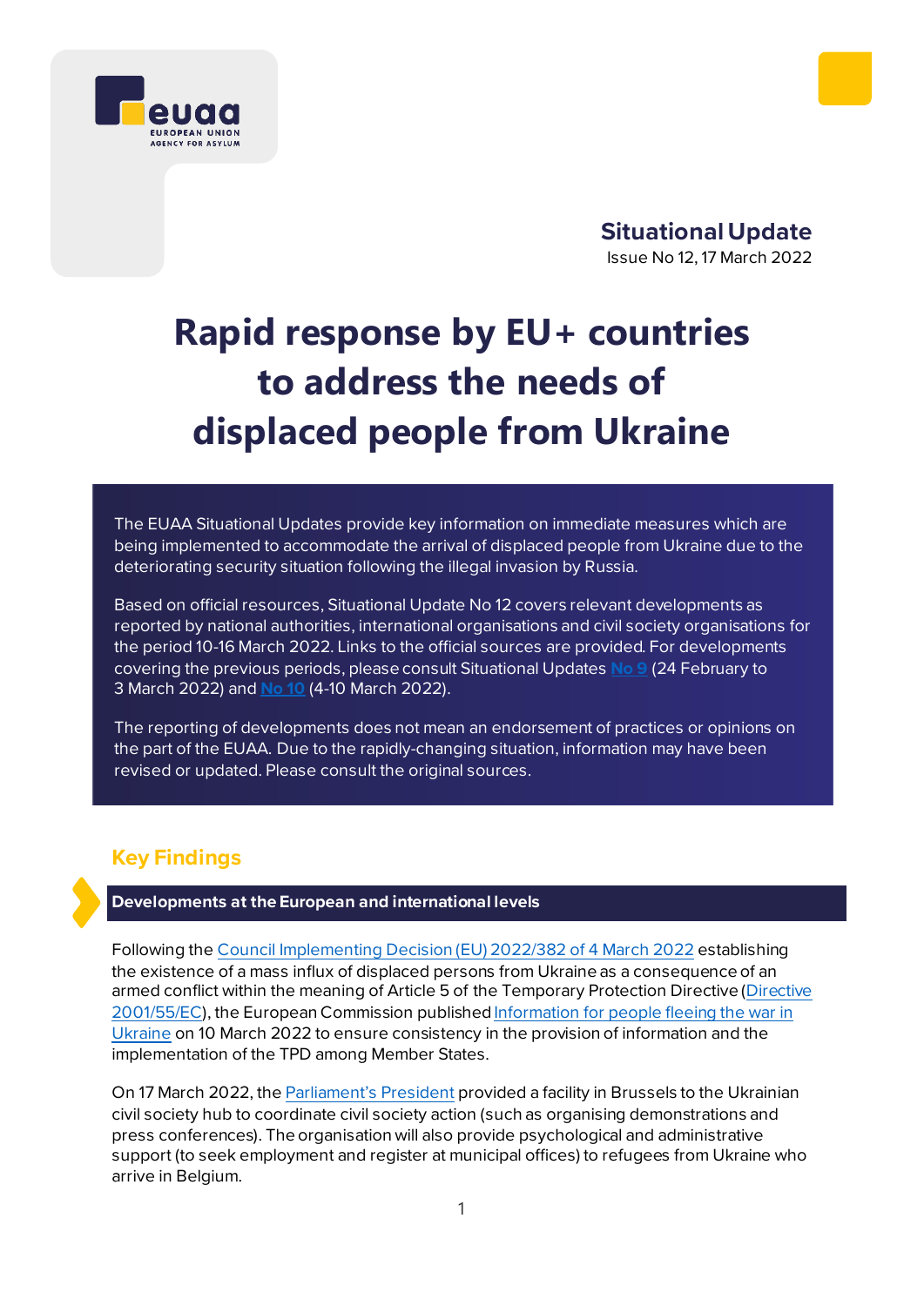**Situational Update**

Issue No 12, 17 March 2022

# Rapid response by EU+ countries to address the needs of displaced people from Ukraine

The EUAA Situational Updates provide key information on immediate measures which are being implemented to accommodate the arrival of displaced people from Ukraine due to the deteriorating security situation following the illegal invasion by Russia.

Based on official resources, Situational Update No 12 covers relevant developments as reported by national authorities, international organisations and civil society organisations for the period 10-16 March 2022. Links to the official sources are provided. For developments covering the previous periods, please consult Situational Updates No 9 (24 February to 3 March 2022) and No 10 (4-10 March 2022).

The reporting of developments does not mean an endorsement of practices or opinions on the part of the EUAA. Due to the rapidly-changing situation, information may have been revised or updated. Please consult the original sources.

## Key Findings

### Developments at the European and international levels

Following the Council Implementing Decision (EU) 2022/382 of 4 March 2022 establishing the existence of a mass influx of displaced persons from Ukraine as a consequence of an armed conflict within the meaning of Article 5 of the Temporary Protection Directive (Directive 2001/55/EC), the European Commission published Information for people fleeing the war in Ukraine on 10 March 2022 to ensure consistency in the provision of information and the implementation of the TPD among Member States.

On 17 March 2022, the Parliament's President provided a facility in Brussels to the Ukrainian civil society hub to coordinate civil society action (such as organising demonstrations and press conferences). The organisation will also provide psychological and administrative support (to seek employment and register at municipal offices) to refugees from Ukraine who arrive in Belgium.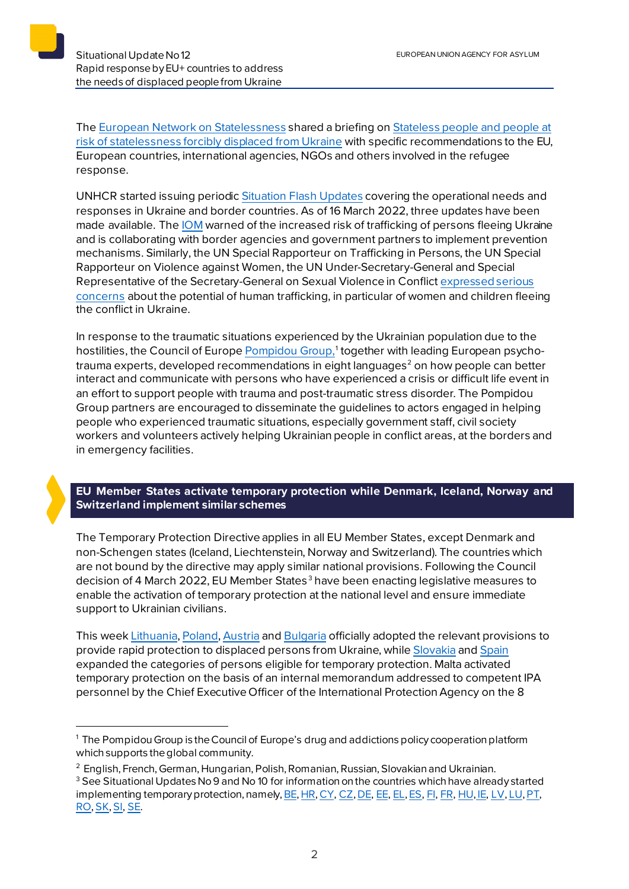The European Network on Statelessness shared a briefing on Stateless people and people at risk of statelessness forcibly displaced from Ukraine with specific recommendations to the EU, European countries, international agencies, NGOs and others involved in the refugee response.

UNHCR started issuing periodic Situation Flash Updates covering the operational needs and responses in Ukraine and border countries. As of 16 March 2022, three updates have been made available. The IOM warned of the increased risk of trafficking of persons fleeing Ukraine and is collaborating with border agencies and government partners to implement prevention mechanisms. Similarly, the UN Special Rapporteur on Trafficking in Persons, the UN Special Rapporteur on Violence against Women, the UN Under-Secretary-General and Special Representative of the Secretary-General on Sexual Violence in Conflict expressed serious concerns about the potential of human trafficking, in particular of women and children fleeing the conflict in Ukraine.

In response to the traumatic situations experienced by the Ukrainian population due to the hostilities, the Council of Europe Pompidou Group,[1] together with leading European psycho-trauma experts, developed recommendations in eight languages[2] on how people can better interact and communicate with persons who have experienced a crisis or difficult life event in an effort to support people with trauma and post-traumatic stress disorder. The Pompidou Group partners are encouraged to disseminate the guidelines to actors engaged in helping people who experienced traumatic situations, especially government staff, civil society workers and volunteers actively helping Ukrainian people in conflict areas, at the borders and in emergency facilities.

## EU Member States activate temporary protection while Denmark, Iceland, Norway and Switzerland implement similar schemes

The Temporary Protection Directive applies in all EU Member States, except Denmark and non-Schengen states (Iceland, Liechtenstein, Norway and Switzerland). The countries which are not bound by the directive may apply similar national provisions. Following the Council decision of 4 March 2022, EU Member States[3] have been enacting legislative measures to enable the activation of temporary protection at the national level and ensure immediate support to Ukrainian civilians.

This week Lithuania, Poland, Austria and Bulgaria officially adopted the relevant provisions to provide rapid protection to displaced persons from Ukraine, while Slovakia and Spain expanded the categories of persons eligible for temporary protection. Malta activated temporary protection on the basis of an internal memorandum addressed to competent IPA personnel by the Chief Executive Officer of the International Protection Agency on the 8

---

[1] The Pompidou Group is the Council of Europe's drug and addictions policy cooperation platform which supports the global community.

[2] English, French, German, Hungarian, Polish, Romanian, Russian, Slovakian and Ukrainian.

[3] See Situational Updates No 9 and No 10 for information on the countries which have already started implementing temporary protection, namely, BE, HR, CY, CZ, DE, EE, EL, ES, FI, FR, HU, IE, LV, LU, PT, RO, SK, SI, SE.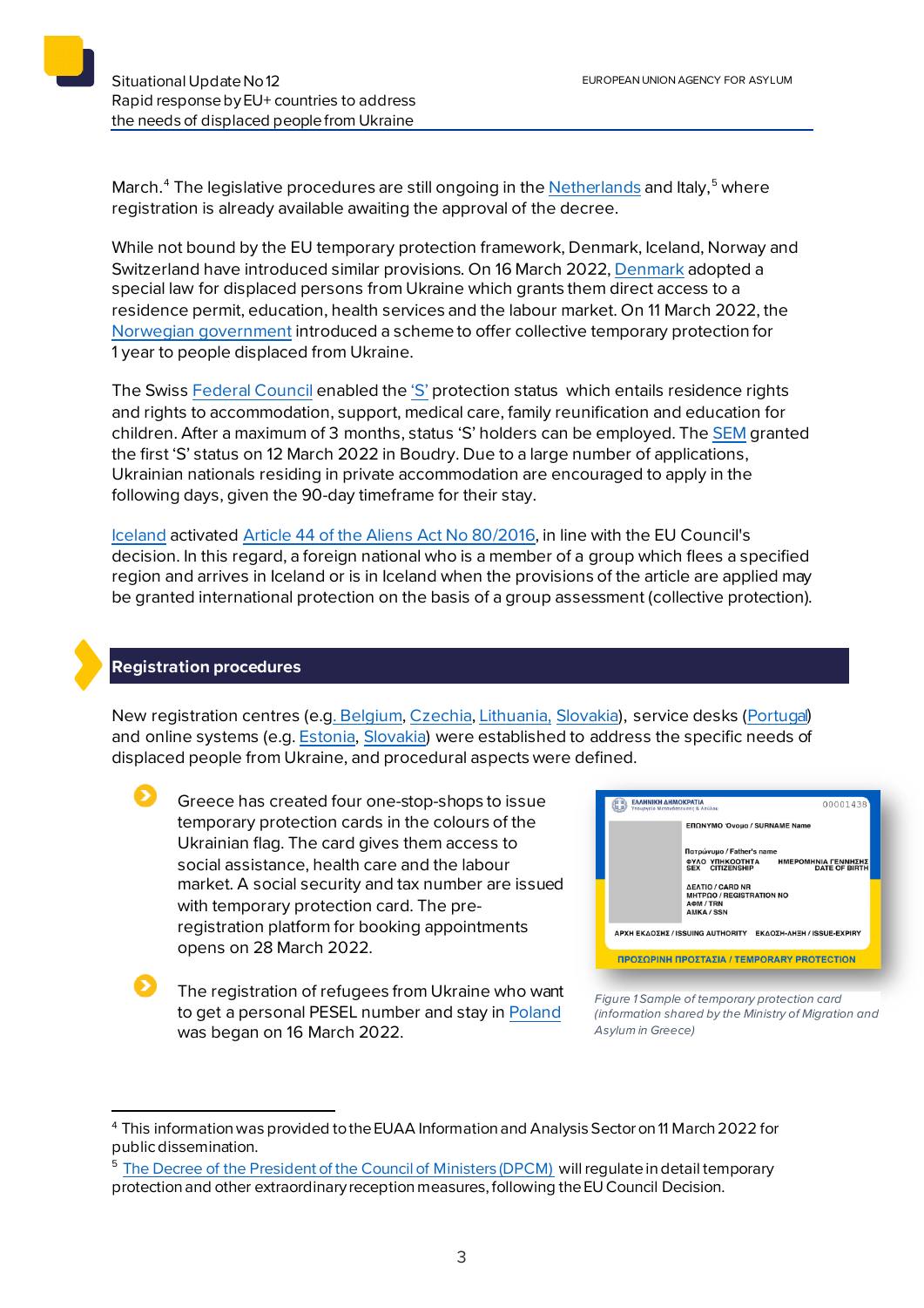March.[4] The legislative procedures are still ongoing in the Netherlands and Italy,[5] where registration is already available awaiting the approval of the decree.

While not bound by the EU temporary protection framework, Denmark, Iceland, Norway and Switzerland have introduced similar provisions. On 16 March 2022, Denmark adopted a special law for displaced persons from Ukraine which grants them direct access to a residence permit, education, health services and the labour market. On 11 March 2022, the Norwegian government introduced a scheme to offer collective temporary protection for 1 year to people displaced from Ukraine.

The Swiss Federal Council enabled the 'S' protection status which entails residence rights and rights to accommodation, support, medical care, family reunification and education for children. After a maximum of 3 months, status 'S' holders can be employed. The SEM granted the first 'S' status on 12 March 2022 in Boudry. Due to a large number of applications, Ukrainian nationals residing in private accommodation are encouraged to apply in the following days, given the 90-day timeframe for their stay.

Iceland activated Article 44 of the Aliens Act No 80/2016, in line with the EU Council's decision. In this regard, a foreign national who is a member of a group which flees a specified region and arrives in Iceland or is in Iceland when the provisions of the article are applied may be granted international protection on the basis of a group assessment (collective protection).

## Registration procedures

New registration centres (e.g. Belgium, Czechia, Lithuania, Slovakia), service desks (Portugal) and online systems (e.g. Estonia, Slovakia) were established to address the specific needs of displaced people from Ukraine, and procedural aspects were defined.

- Greece has created four one-stop-shops to issue temporary protection cards in the colours of the Ukrainian flag. The card gives them access to social assistance, health care and the labour market. A social security and tax number are issued with temporary protection card. The pre-registration platform for booking appointments opens on 28 March 2022.

- The registration of refugees from Ukraine who want to get a personal PESEL number and stay in Poland was began on 16 March 2022.

*Figure 1 Sample of temporary protection card (information shared by the Ministry of Migration and Asylum in Greece)*

---

[4] This information was provided to the EUAA Information and Analysis Sector on 11 March 2022 for public dissemination.

[5] The Decree of the President of the Council of Ministers (DPCM) will regulate in detail temporary protection and other extraordinary reception measures, following the EU Council Decision.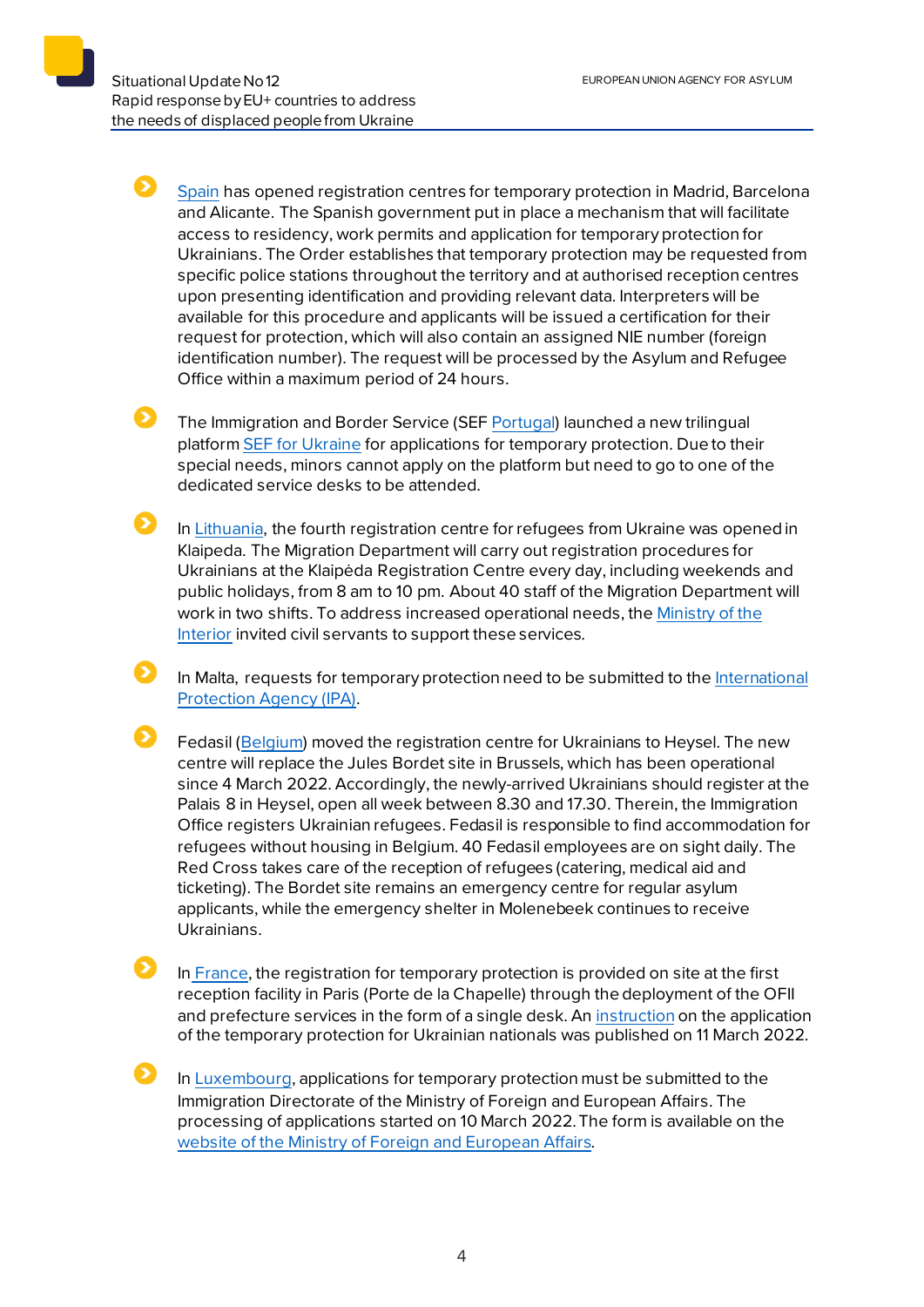- Spain has opened registration centres for temporary protection in Madrid, Barcelona and Alicante. The Spanish government put in place a mechanism that will facilitate access to residency, work permits and application for temporary protection for Ukrainians. The Order establishes that temporary protection may be requested from specific police stations throughout the territory and at authorised reception centres upon presenting identification and providing relevant data. Interpreters will be available for this procedure and applicants will be issued a certification for their request for protection, which will also contain an assigned NIE number (foreign identification number). The request will be processed by the Asylum and Refugee Office within a maximum period of 24 hours.

- The Immigration and Border Service (SEF Portugal) launched a new trilingual platform SEF for Ukraine for applications for temporary protection. Due to their special needs, minors cannot apply on the platform but need to go to one of the dedicated service desks to be attended.

- In Lithuania, the fourth registration centre for refugees from Ukraine was opened in Klaipeda. The Migration Department will carry out registration procedures for Ukrainians at the Klaipėda Registration Centre every day, including weekends and public holidays, from 8 am to 10 pm. About 40 staff of the Migration Department will work in two shifts. To address increased operational needs, the Ministry of the Interior invited civil servants to support these services.

- In Malta, requests for temporary protection need to be submitted to the International Protection Agency (IPA).

- Fedasil (Belgium) moved the registration centre for Ukrainians to Heysel. The new centre will replace the Jules Bordet site in Brussels, which has been operational since 4 March 2022. Accordingly, the newly-arrived Ukrainians should register at the Palais 8 in Heysel, open all week between 8.30 and 17.30. Therein, the Immigration Office registers Ukrainian refugees. Fedasil is responsible to find accommodation for refugees without housing in Belgium. 40 Fedasil employees are on sight daily. The Red Cross takes care of the reception of refugees (catering, medical aid and ticketing). The Bordet site remains an emergency centre for regular asylum applicants, while the emergency shelter in Molenebeek continues to receive Ukrainians.

- In France, the registration for temporary protection is provided on site at the first reception facility in Paris (Porte de la Chapelle) through the deployment of the OFII and prefecture services in the form of a single desk. An instruction on the application of the temporary protection for Ukrainian nationals was published on 11 March 2022.

- In Luxembourg, applications for temporary protection must be submitted to the Immigration Directorate of the Ministry of Foreign and European Affairs. The processing of applications started on 10 March 2022. The form is available on the website of the Ministry of Foreign and European Affairs.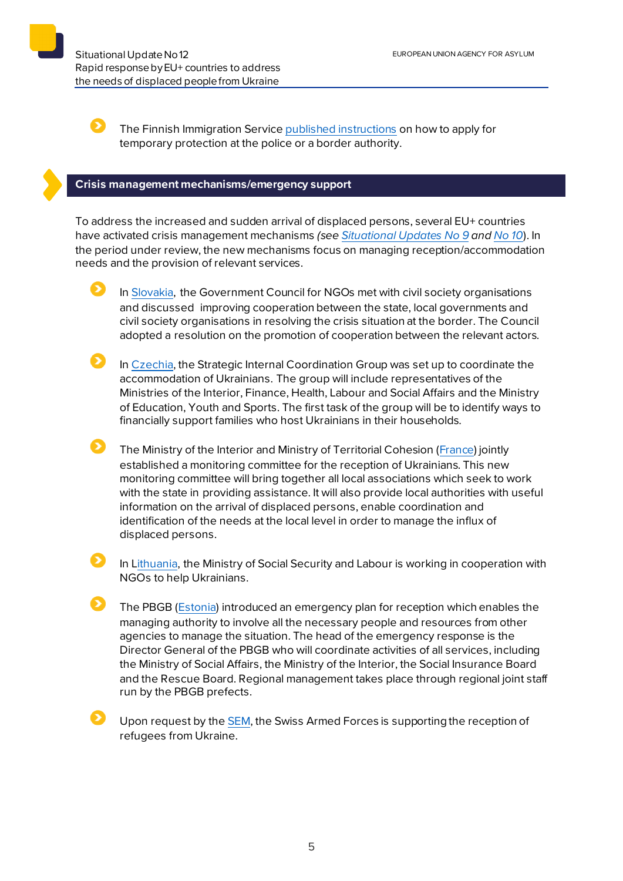- The Finnish Immigration Service published instructions on how to apply for temporary protection at the police or a border authority.

## Crisis management mechanisms/emergency support

To address the increased and sudden arrival of displaced persons, several EU+ countries have activated crisis management mechanisms *(see Situational Updates No 9 and No 10)*. In the period under review, the new mechanisms focus on managing reception/accommodation needs and the provision of relevant services.

- In Slovakia, the Government Council for NGOs met with civil society organisations and discussed improving cooperation between the state, local governments and civil society organisations in resolving the crisis situation at the border. The Council adopted a resolution on the promotion of cooperation between the relevant actors.

- In Czechia, the Strategic Internal Coordination Group was set up to coordinate the accommodation of Ukrainians. The group will include representatives of the Ministries of the Interior, Finance, Health, Labour and Social Affairs and the Ministry of Education, Youth and Sports. The first task of the group will be to identify ways to financially support families who host Ukrainians in their households.

- The Ministry of the Interior and Ministry of Territorial Cohesion (France) jointly established a monitoring committee for the reception of Ukrainians. This new monitoring committee will bring together all local associations which seek to work with the state in providing assistance. It will also provide local authorities with useful information on the arrival of displaced persons, enable coordination and identification of the needs at the local level in order to manage the influx of displaced persons.

- In Lithuania, the Ministry of Social Security and Labour is working in cooperation with NGOs to help Ukrainians.

- The PBGB (Estonia) introduced an emergency plan for reception which enables the managing authority to involve all the necessary people and resources from other agencies to manage the situation. The head of the emergency response is the Director General of the PBGB who will coordinate activities of all services, including the Ministry of Social Affairs, the Ministry of the Interior, the Social Insurance Board and the Rescue Board. Regional management takes place through regional joint staff run by the PBGB prefects.

- Upon request by the SEM, the Swiss Armed Forces is supporting the reception of refugees from Ukraine.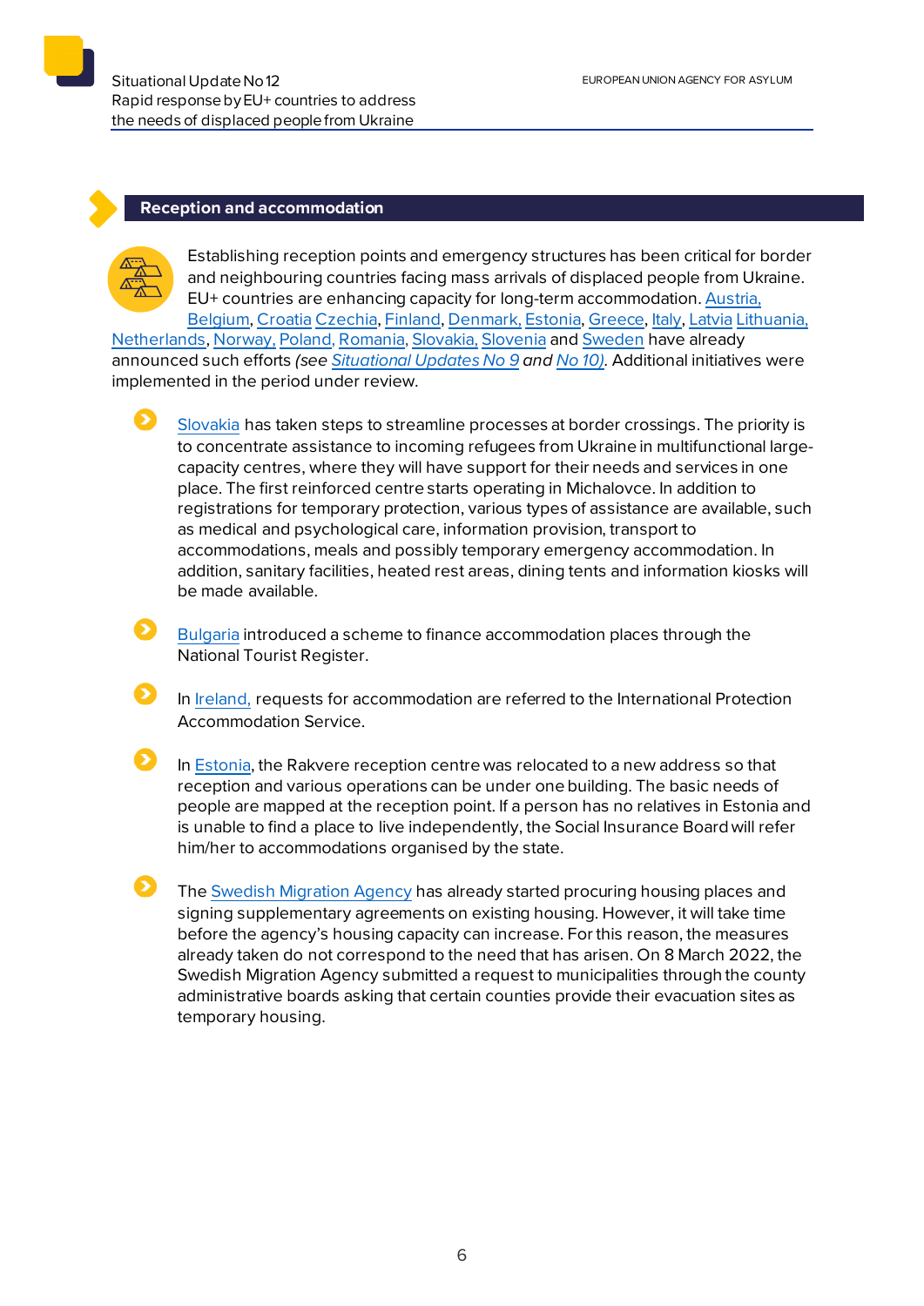## Reception and accommodation

Establishing reception points and emergency structures has been critical for border and neighbouring countries facing mass arrivals of displaced people from Ukraine. EU+ countries are enhancing capacity for long-term accommodation. Austria, Belgium, Croatia Czechia, Finland, Denmark, Estonia, Greece, Italy, Latvia Lithuania, Netherlands, Norway, Poland, Romania, Slovakia, Slovenia and Sweden have already announced such efforts *(see Situational Updates No 9 and No 10)*. Additional initiatives were implemented in the period under review.

- Slovakia has taken steps to streamline processes at border crossings. The priority is to concentrate assistance to incoming refugees from Ukraine in multifunctional large-capacity centres, where they will have support for their needs and services in one place. The first reinforced centre starts operating in Michalovce. In addition to registrations for temporary protection, various types of assistance are available, such as medical and psychological care, information provision, transport to accommodations, meals and possibly temporary emergency accommodation. In addition, sanitary facilities, heated rest areas, dining tents and information kiosks will be made available.

- Bulgaria introduced a scheme to finance accommodation places through the National Tourist Register.

- In Ireland, requests for accommodation are referred to the International Protection Accommodation Service.

- In Estonia, the Rakvere reception centre was relocated to a new address so that reception and various operations can be under one building. The basic needs of people are mapped at the reception point. If a person has no relatives in Estonia and is unable to find a place to live independently, the Social Insurance Board will refer him/her to accommodations organised by the state.

- The Swedish Migration Agency has already started procuring housing places and signing supplementary agreements on existing housing. However, it will take time before the agency's housing capacity can increase. For this reason, the measures already taken do not correspond to the need that has arisen. On 8 March 2022, the Swedish Migration Agency submitted a request to municipalities through the county administrative boards asking that certain counties provide their evacuation sites as temporary housing.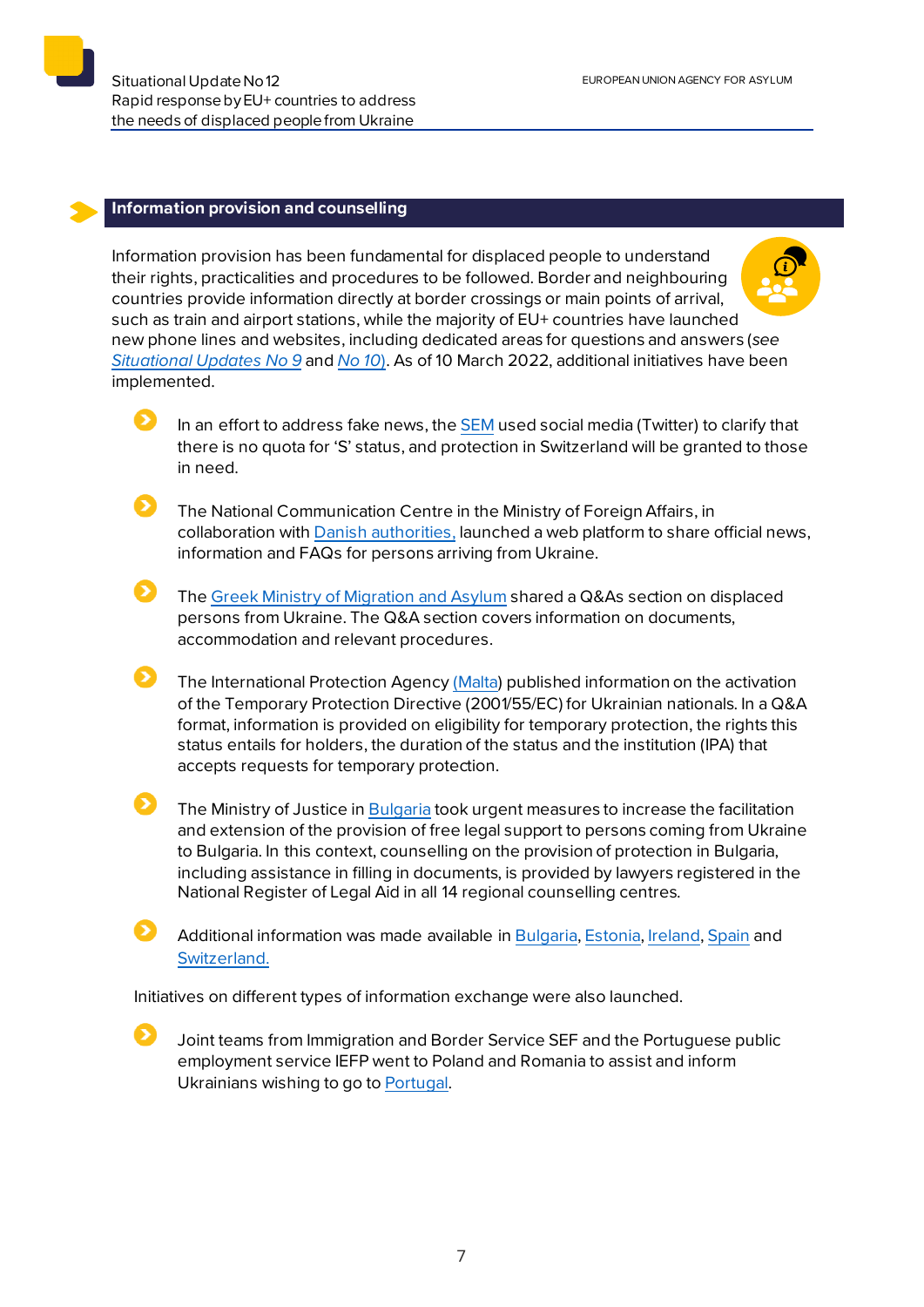## Information provision and counselling

Information provision has been fundamental for displaced people to understand their rights, practicalities and procedures to be followed. Border and neighbouring countries provide information directly at border crossings or main points of arrival, such as train and airport stations, while the majority of EU+ countries have launched new phone lines and websites, including dedicated areas for questions and answers (*see Situational Updates No 9* and *No 10*). As of 10 March 2022, additional initiatives have been implemented.

- In an effort to address fake news, the SEM used social media (Twitter) to clarify that there is no quota for 'S' status, and protection in Switzerland will be granted to those in need.
- The National Communication Centre in the Ministry of Foreign Affairs, in collaboration with Danish authorities, launched a web platform to share official news, information and FAQs for persons arriving from Ukraine.
- The Greek Ministry of Migration and Asylum shared a Q&As section on displaced persons from Ukraine. The Q&A section covers information on documents, accommodation and relevant procedures.
- The International Protection Agency (Malta) published information on the activation of the Temporary Protection Directive (2001/55/EC) for Ukrainian nationals. In a Q&A format, information is provided on eligibility for temporary protection, the rights this status entails for holders, the duration of the status and the institution (IPA) that accepts requests for temporary protection.
- The Ministry of Justice in Bulgaria took urgent measures to increase the facilitation and extension of the provision of free legal support to persons coming from Ukraine to Bulgaria. In this context, counselling on the provision of protection in Bulgaria, including assistance in filling in documents, is provided by lawyers registered in the National Register of Legal Aid in all 14 regional counselling centres.
- Additional information was made available in Bulgaria, Estonia, Ireland, Spain and Switzerland.

Initiatives on different types of information exchange were also launched.

- Joint teams from Immigration and Border Service SEF and the Portuguese public employment service IEFP went to Poland and Romania to assist and inform Ukrainians wishing to go to Portugal.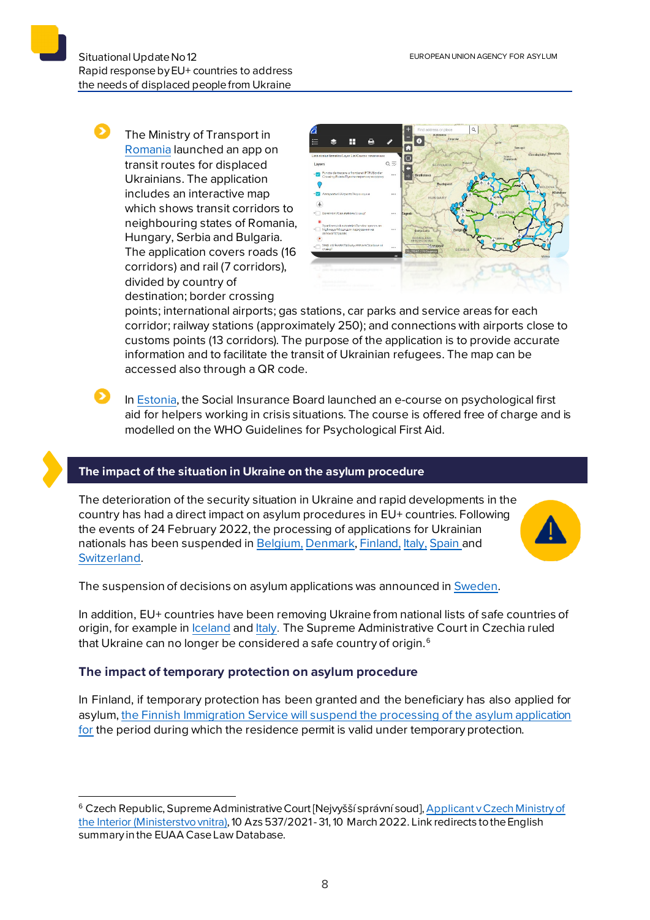- The Ministry of Transport in Romania launched an app on transit routes for displaced Ukrainians. The application includes an interactive map which shows transit corridors to neighbouring states of Romania, Hungary, Serbia and Bulgaria. The application covers roads (16 corridors) and rail (7 corridors), divided by country of destination; border crossing points; international airports; gas stations, car parks and service areas for each corridor; railway stations (approximately 250); and connections with airports close to customs points (13 corridors). The purpose of the application is to provide accurate information and to facilitate the transit of Ukrainian refugees. The map can be accessed also through a QR code.

- In Estonia, the Social Insurance Board launched an e-course on psychological first aid for helpers working in crisis situations. The course is offered free of charge and is modelled on the WHO Guidelines for Psychological First Aid.

## The impact of the situation in Ukraine on the asylum procedure

The deterioration of the security situation in Ukraine and rapid developments in the country has had a direct impact on asylum procedures in EU+ countries. Following the events of 24 February 2022, the processing of applications for Ukrainian nationals has been suspended in Belgium, Denmark, Finland, Italy, Spain and Switzerland.

The suspension of decisions on asylum applications was announced in Sweden.

In addition, EU+ countries have been removing Ukraine from national lists of safe countries of origin, for example in Iceland and Italy. The Supreme Administrative Court in Czechia ruled that Ukraine can no longer be considered a safe country of origin.[6]

### The impact of temporary protection on asylum procedure

In Finland, if temporary protection has been granted and the beneficiary has also applied for asylum, the Finnish Immigration Service will suspend the processing of the asylum application for the period during which the residence permit is valid under temporary protection.

---

[6] Czech Republic, Supreme Administrative Court [Nejvyšší správní soud], Applicant v Czech Ministry of the Interior (Ministerstvo vnitra), 10 Azs 537/2021-31, 10 March 2022. Link redirects to the English summary in the EUAA Case Law Database.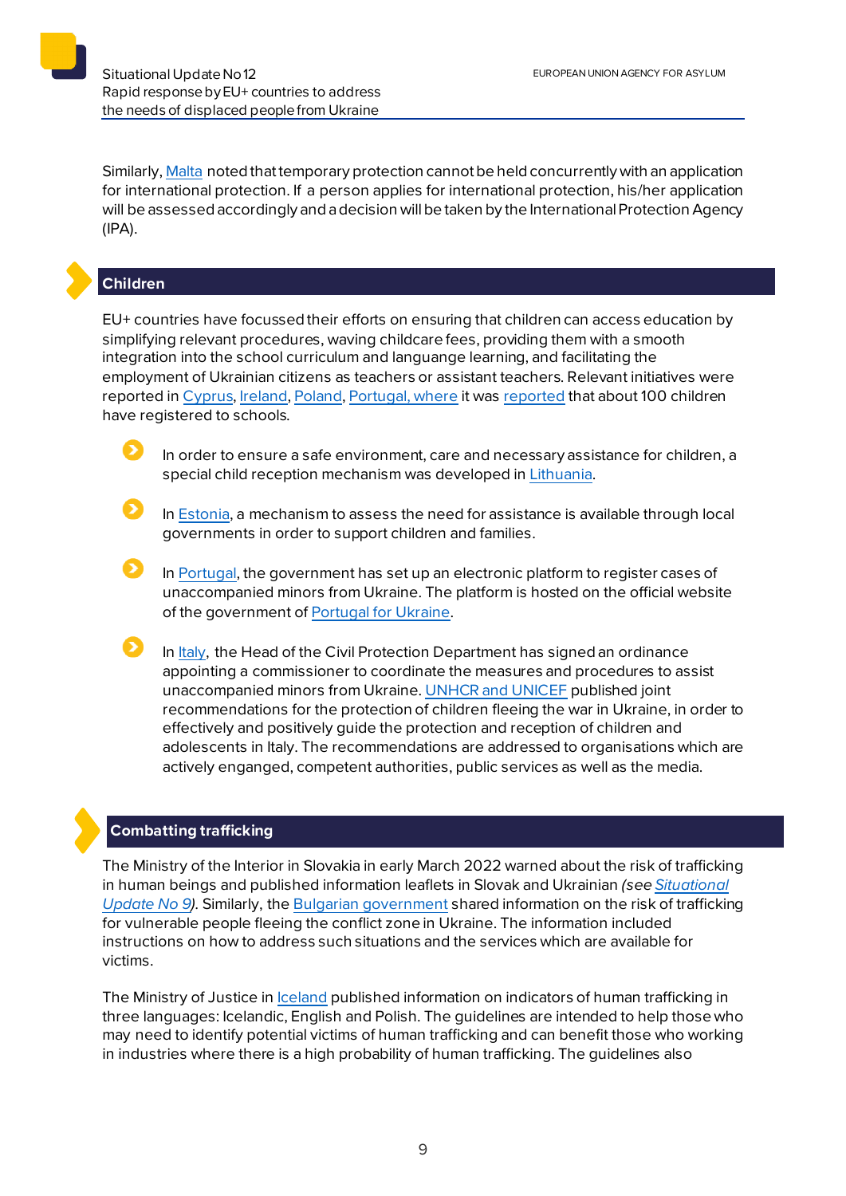Similarly, Malta noted that temporary protection cannot be held concurrently with an application for international protection. If a person applies for international protection, his/her application will be assessed accordingly and a decision will be taken by the International Protection Agency (IPA).

## Children

EU+ countries have focussed their efforts on ensuring that children can access education by simplifying relevant procedures, waving childcare fees, providing them with a smooth integration into the school curriculum and languange learning, and facilitating the employment of Ukrainian citizens as teachers or assistant teachers. Relevant initiatives were reported in Cyprus, Ireland, Poland, Portugal, where it was reported that about 100 children have registered to schools.

- In order to ensure a safe environment, care and necessary assistance for children, a special child reception mechanism was developed in Lithuania.
- In Estonia, a mechanism to assess the need for assistance is available through local governments in order to support children and families.
- In Portugal, the government has set up an electronic platform to register cases of unaccompanied minors from Ukraine. The platform is hosted on the official website of the government of Portugal for Ukraine.
- In Italy, the Head of the Civil Protection Department has signed an ordinance appointing a commissioner to coordinate the measures and procedures to assist unaccompanied minors from Ukraine. UNHCR and UNICEF published joint recommendations for the protection of children fleeing the war in Ukraine, in order to effectively and positively guide the protection and reception of children and adolescents in Italy. The recommendations are addressed to organisations which are actively enganged, competent authorities, public services as well as the media.

## Combatting trafficking

The Ministry of the Interior in Slovakia in early March 2022 warned about the risk of trafficking in human beings and published information leaflets in Slovak and Ukrainian *(see Situational Update No 9)*. Similarly, the Bulgarian government shared information on the risk of trafficking for vulnerable people fleeing the conflict zone in Ukraine. The information included instructions on how to address such situations and the services which are available for victims.

The Ministry of Justice in Iceland published information on indicators of human trafficking in three languages: Icelandic, English and Polish. The guidelines are intended to help those who may need to identify potential victims of human trafficking and can benefit those who working in industries where there is a high probability of human trafficking. The guidelines also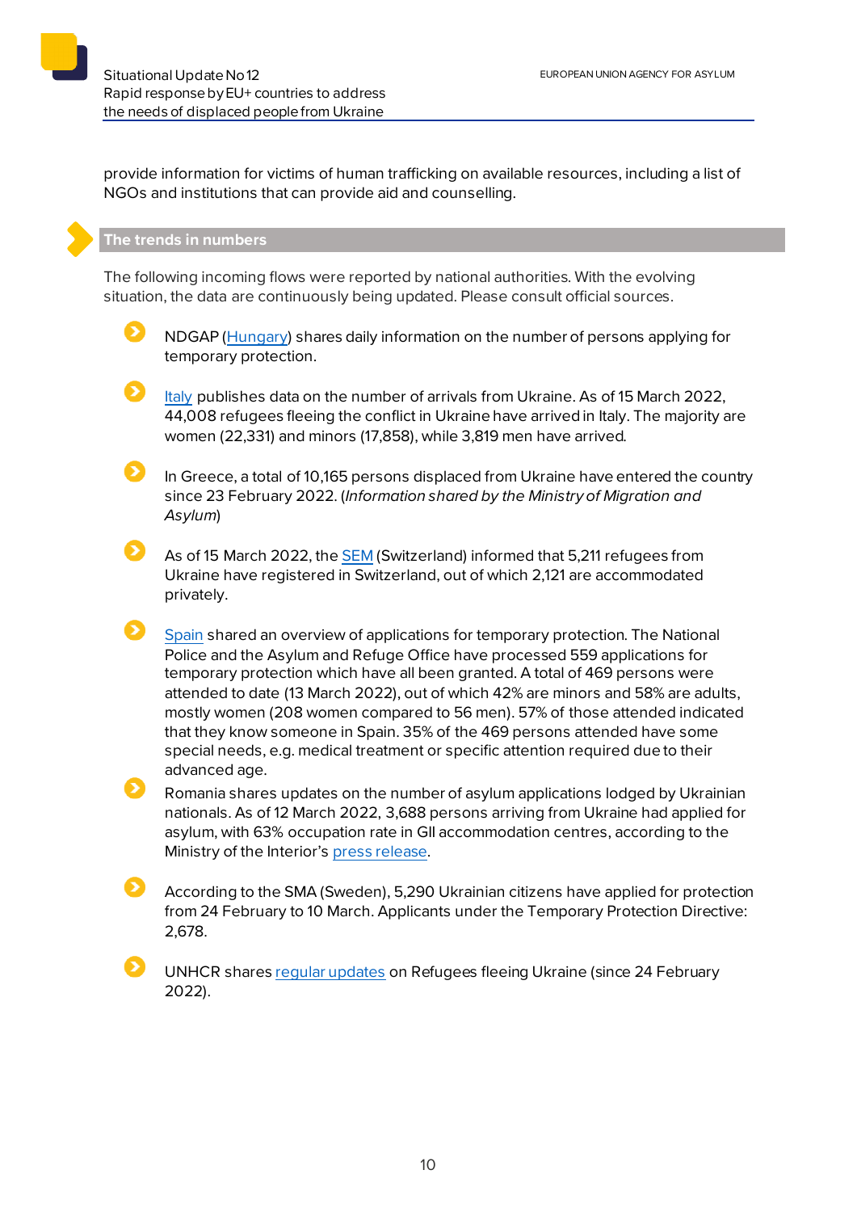provide information for victims of human trafficking on available resources, including a list of NGOs and institutions that can provide aid and counselling.

## The trends in numbers

The following incoming flows were reported by national authorities. With the evolving situation, the data are continuously being updated. Please consult official sources.

- NDGAP (Hungary) shares daily information on the number of persons applying for temporary protection.

- Italy publishes data on the number of arrivals from Ukraine. As of 15 March 2022, 44,008 refugees fleeing the conflict in Ukraine have arrived in Italy. The majority are women (22,331) and minors (17,858), while 3,819 men have arrived.

- In Greece, a total of 10,165 persons displaced from Ukraine have entered the country since 23 February 2022. (*Information shared by the Ministry of Migration and Asylum*)

- As of 15 March 2022, the SEM (Switzerland) informed that 5,211 refugees from Ukraine have registered in Switzerland, out of which 2,121 are accommodated privately.

- Spain shared an overview of applications for temporary protection. The National Police and the Asylum and Refuge Office have processed 559 applications for temporary protection which have all been granted. A total of 469 persons were attended to date (13 March 2022), out of which 42% are minors and 58% are adults, mostly women (208 women compared to 56 men). 57% of those attended indicated that they know someone in Spain. 35% of the 469 persons attended have some special needs, e.g. medical treatment or specific attention required due to their advanced age.

- Romania shares updates on the number of asylum applications lodged by Ukrainian nationals. As of 12 March 2022, 3,688 persons arriving from Ukraine had applied for asylum, with 63% occupation rate in GII accommodation centres, according to the Ministry of the Interior's press release.

- According to the SMA (Sweden), 5,290 Ukrainian citizens have applied for protection from 24 February to 10 March. Applicants under the Temporary Protection Directive: 2,678.

- UNHCR shares regular updates on Refugees fleeing Ukraine (since 24 February 2022).